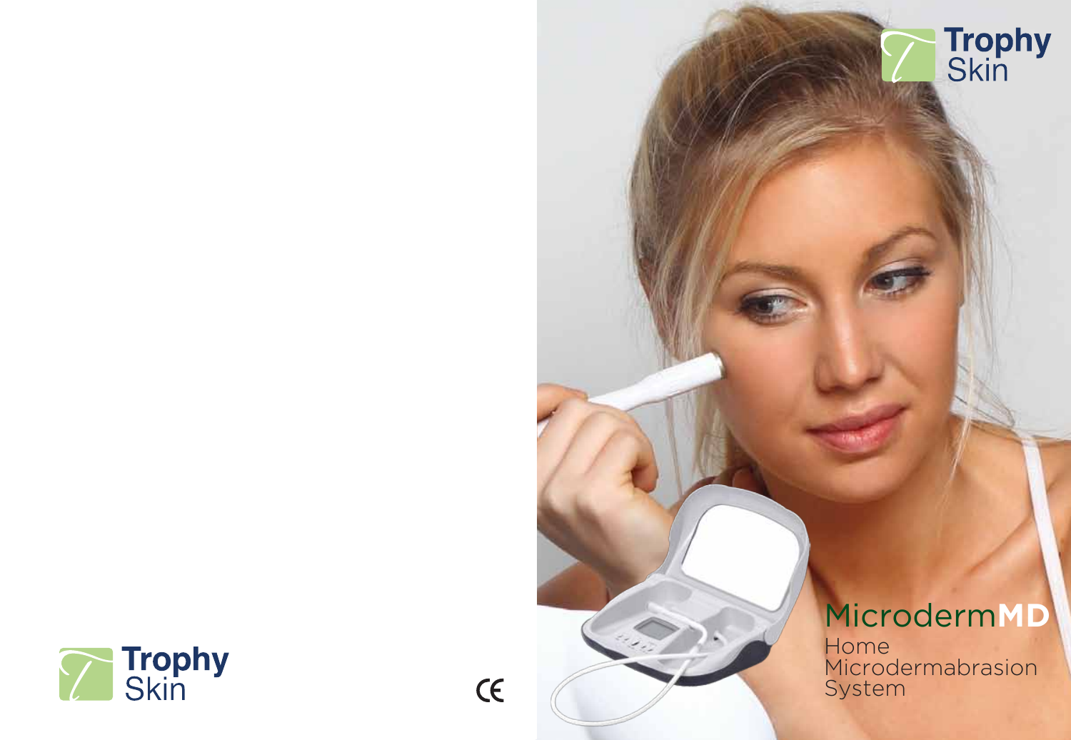Trophy Skin

Trophy Skin

# MicrodermMD

Home Microdermabrasion System

CE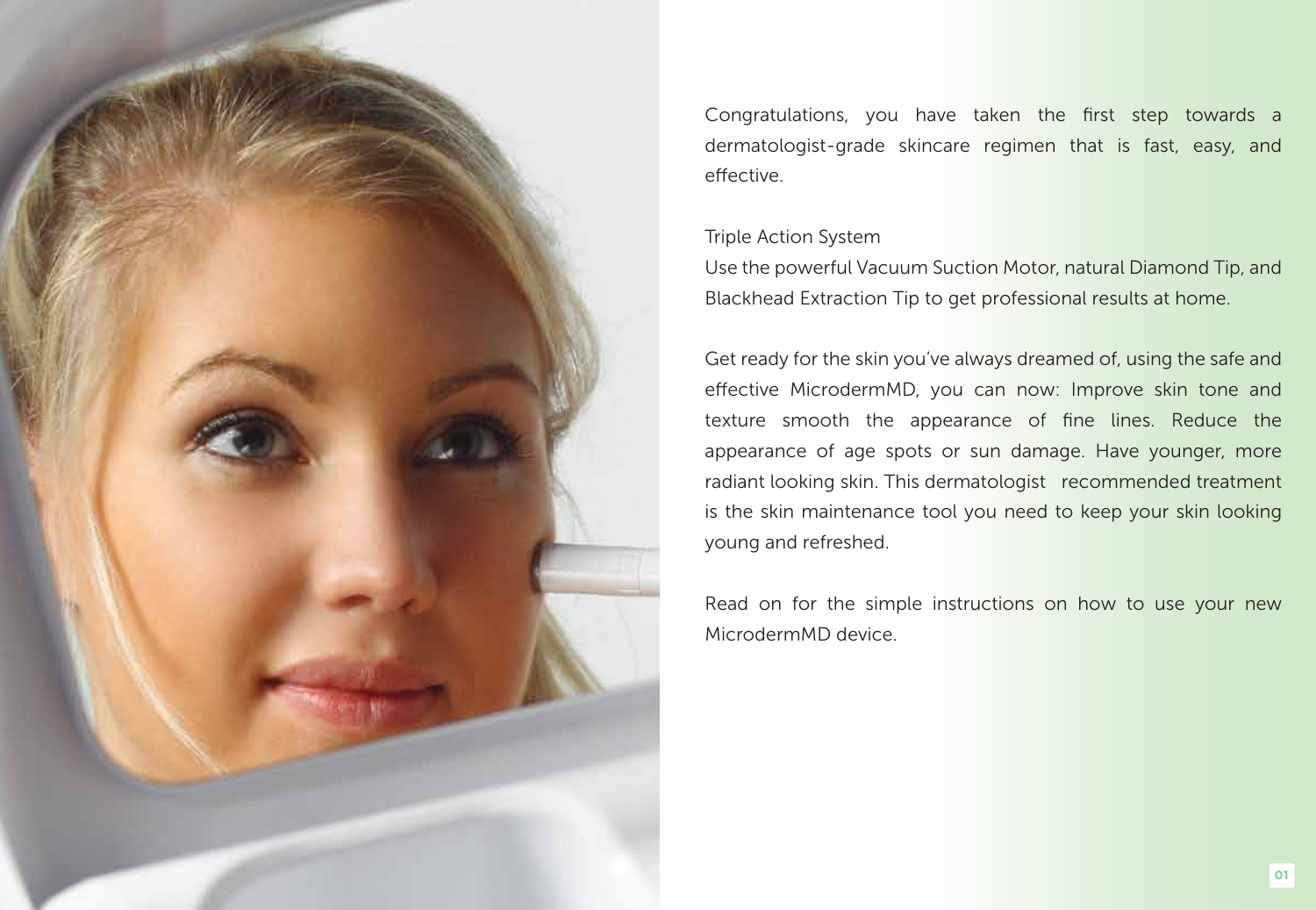Congratulations, you have taken the first step towards a dermatologist-grade skincare regimen that is fast, easy, and effective.

Triple Action System

Use the powerful Vacuum Suction Motor, natural Diamond Tip, and Blackhead Extraction Tip to get professional results at home.

Get ready for the skin you've always dreamed of, using the safe and effective MicrodermMD, you can now: Improve skin tone and texture smooth the appearance of fine lines. Reduce the appearance of age spots or sun damage. Have younger, more radiant looking skin. This dermatologist recommended treatment is the skin maintenance tool you need to keep your skin looking young and refreshed.

Read on for the simple instructions on how to use your new MicrodermMD device.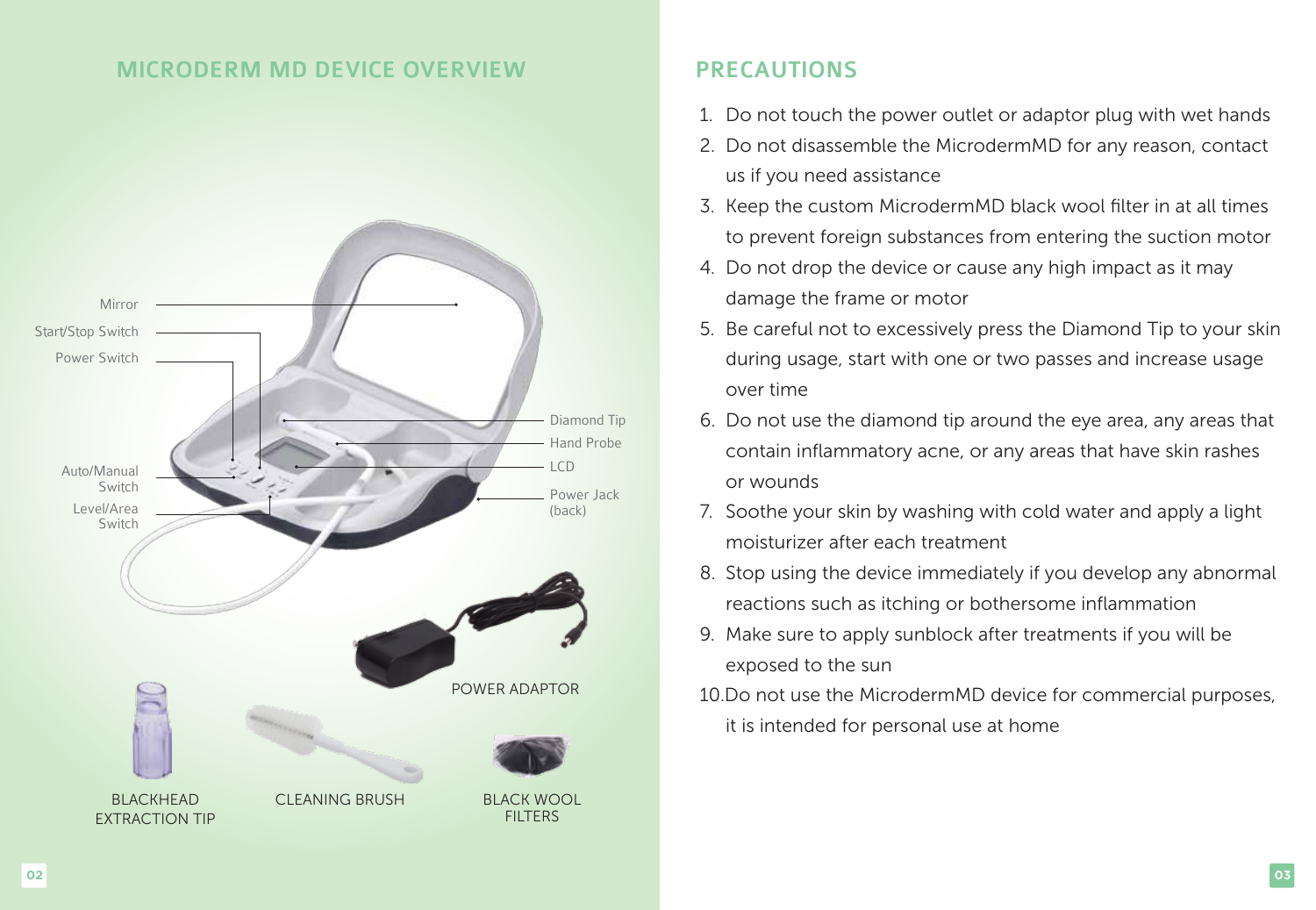## MICRODERM MD DEVICE OVERVIEW

Mirror

Start/Stop Switch

Power Switch

Auto/Manual Switch

Level/Area Switch

Diamond Tip

Hand Probe

LCD

Power Jack (back)

POWER ADAPTOR

BLACKHEAD EXTRACTION TIP

CLEANING BRUSH

BLACK WOOL FILTERS

## PRECAUTIONS

1. Do not touch the power outlet or adaptor plug with wet hands
2. Do not disassemble the MicrodermMD for any reason, contact us if you need assistance
3. Keep the custom MicrodermMD black wool filter in at all times to prevent foreign substances from entering the suction motor
4. Do not drop the device or cause any high impact as it may damage the frame or motor
5. Be careful not to excessively press the Diamond Tip to your skin during usage, start with one or two passes and increase usage over time
6. Do not use the diamond tip around the eye area, any areas that contain inflammatory acne, or any areas that have skin rashes or wounds
7. Soothe your skin by washing with cold water and apply a light moisturizer after each treatment
8. Stop using the device immediately if you develop any abnormal reactions such as itching or bothersome inflammation
9. Make sure to apply sunblock after treatments if you will be exposed to the sun
10. Do not use the MicrodermMD device for commercial purposes, it is intended for personal use at home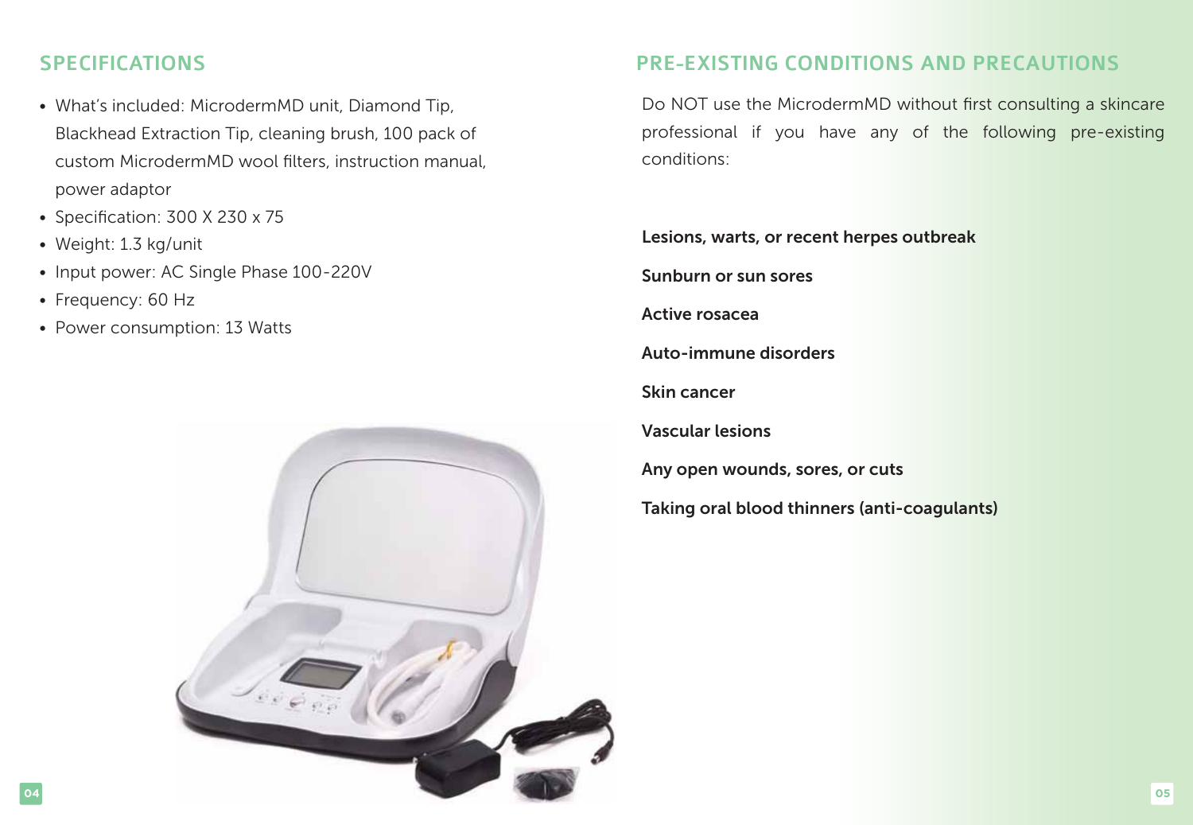## SPECIFICATIONS

- What's included: MicrodermMD unit, Diamond Tip, Blackhead Extraction Tip, cleaning brush, 100 pack of custom MicrodermMD wool filters, instruction manual, power adaptor
- Specification: 300 X 230 x 75
- Weight: 1.3 kg/unit
- Input power: AC Single Phase 100-220V
- Frequency: 60 Hz
- Power consumption: 13 Watts

## PRE-EXISTING CONDITIONS AND PRECAUTIONS

Do NOT use the MicrodermMD without first consulting a skincare professional if you have any of the following pre-existing conditions:

**Lesions, warts, or recent herpes outbreak**

**Sunburn or sun sores**

**Active rosacea**

**Auto-immune disorders**

**Skin cancer**

**Vascular lesions**

**Any open wounds, sores, or cuts**

**Taking oral blood thinners (anti-coagulants)**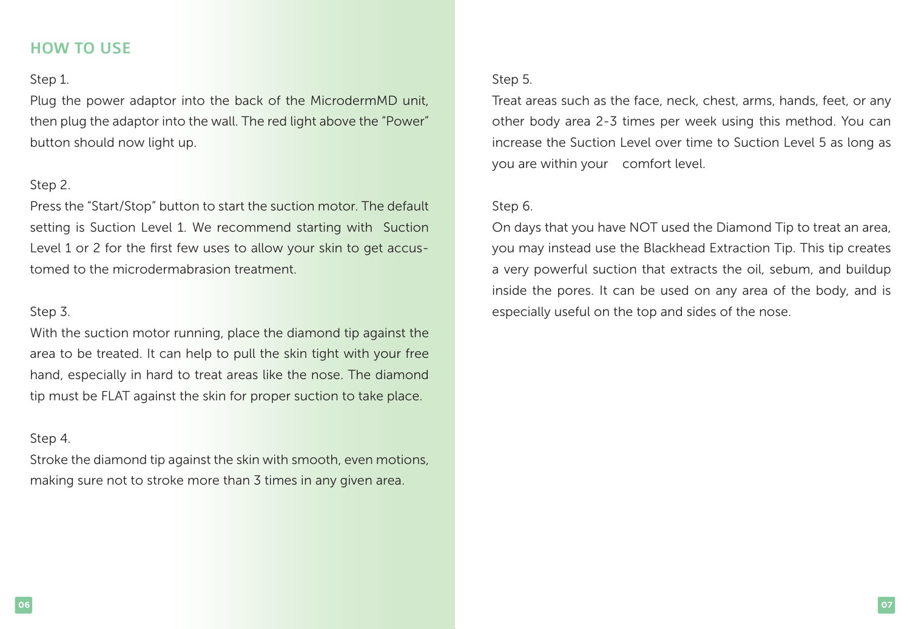## HOW TO USE

Step 1.

Plug the power adaptor into the back of the MicrodermMD unit, then plug the adaptor into the wall. The red light above the "Power" button should now light up.

Step 2.

Press the "Start/Stop" button to start the suction motor. The default setting is Suction Level 1. We recommend starting with Suction Level 1 or 2 for the first few uses to allow your skin to get accustomed to the microdermabrasion treatment.

Step 3.

With the suction motor running, place the diamond tip against the area to be treated. It can help to pull the skin tight with your free hand, especially in hard to treat areas like the nose. The diamond tip must be FLAT against the skin for proper suction to take place.

Step 4.

Stroke the diamond tip against the skin with smooth, even motions, making sure not to stroke more than 3 times in any given area.

Step 5.

Treat areas such as the face, neck, chest, arms, hands, feet, or any other body area 2-3 times per week using this method. You can increase the Suction Level over time to Suction Level 5 as long as you are within your comfort level.

Step 6.

On days that you have NOT used the Diamond Tip to treat an area, you may instead use the Blackhead Extraction Tip. This tip creates a very powerful suction that extracts the oil, sebum, and buildup inside the pores. It can be used on any area of the body, and is especially useful on the top and sides of the nose.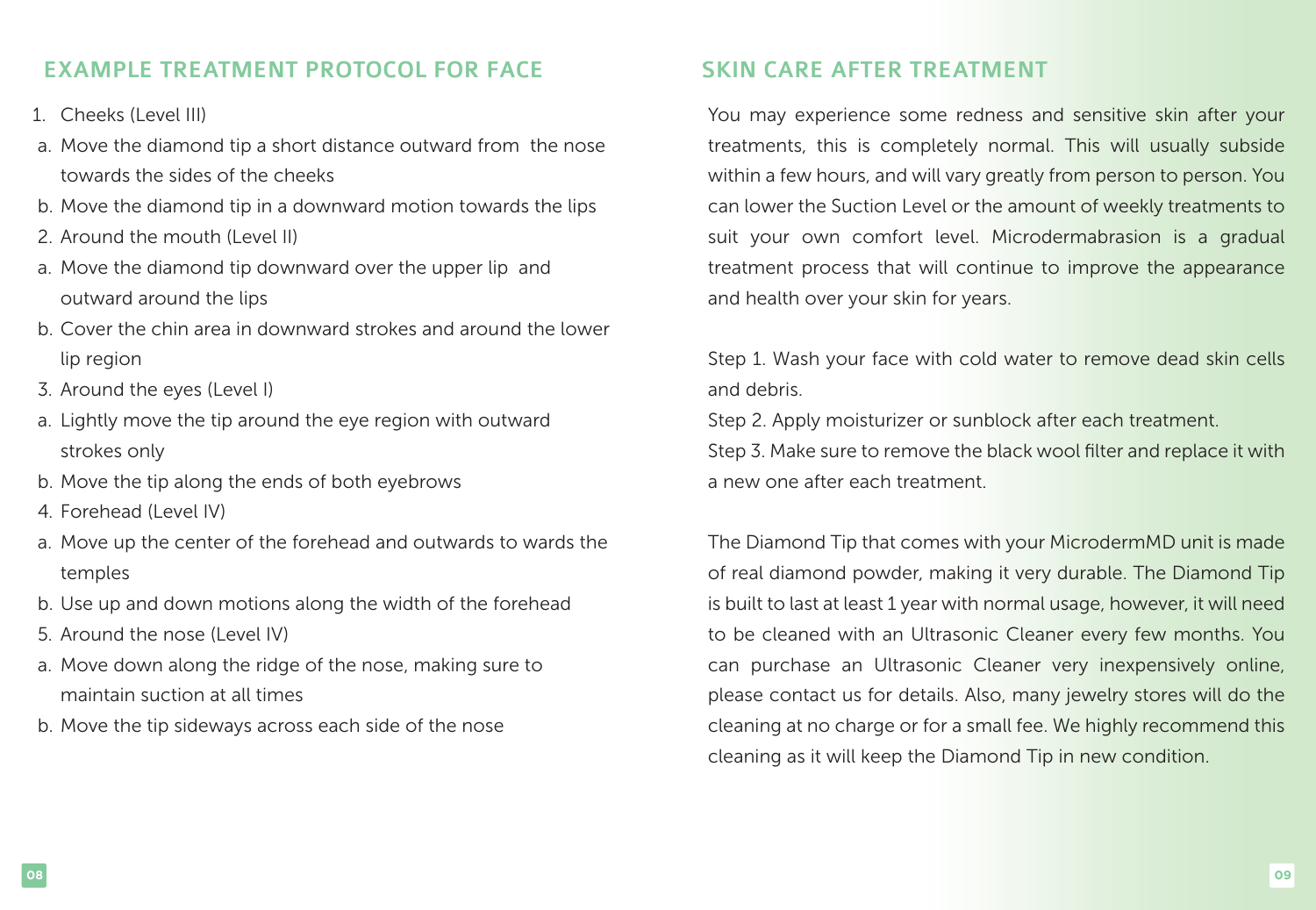## EXAMPLE TREATMENT PROTOCOL FOR FACE

1. Cheeks (Level III)
   a. Move the diamond tip a short distance outward from the nose towards the sides of the cheeks
   b. Move the diamond tip in a downward motion towards the lips
2. Around the mouth (Level II)
   a. Move the diamond tip downward over the upper lip and outward around the lips
   b. Cover the chin area in downward strokes and around the lower lip region
3. Around the eyes (Level I)
   a. Lightly move the tip around the eye region with outward strokes only
   b. Move the tip along the ends of both eyebrows
4. Forehead (Level IV)
   a. Move up the center of the forehead and outwards to wards the temples
   b. Use up and down motions along the width of the forehead
5. Around the nose (Level IV)
   a. Move down along the ridge of the nose, making sure to maintain suction at all times
   b. Move the tip sideways across each side of the nose

## SKIN CARE AFTER TREATMENT

You may experience some redness and sensitive skin after your treatments, this is completely normal. This will usually subside within a few hours, and will vary greatly from person to person. You can lower the Suction Level or the amount of weekly treatments to suit your own comfort level. Microdermabrasion is a gradual treatment process that will continue to improve the appearance and health over your skin for years.

Step 1. Wash your face with cold water to remove dead skin cells and debris.
Step 2. Apply moisturizer or sunblock after each treatment.
Step 3. Make sure to remove the black wool filter and replace it with a new one after each treatment.

The Diamond Tip that comes with your MicrodermMD unit is made of real diamond powder, making it very durable. The Diamond Tip is built to last at least 1 year with normal usage, however, it will need to be cleaned with an Ultrasonic Cleaner every few months. You can purchase an Ultrasonic Cleaner very inexpensively online, please contact us for details. Also, many jewelry stores will do the cleaning at no charge or for a small fee. We highly recommend this cleaning as it will keep the Diamond Tip in new condition.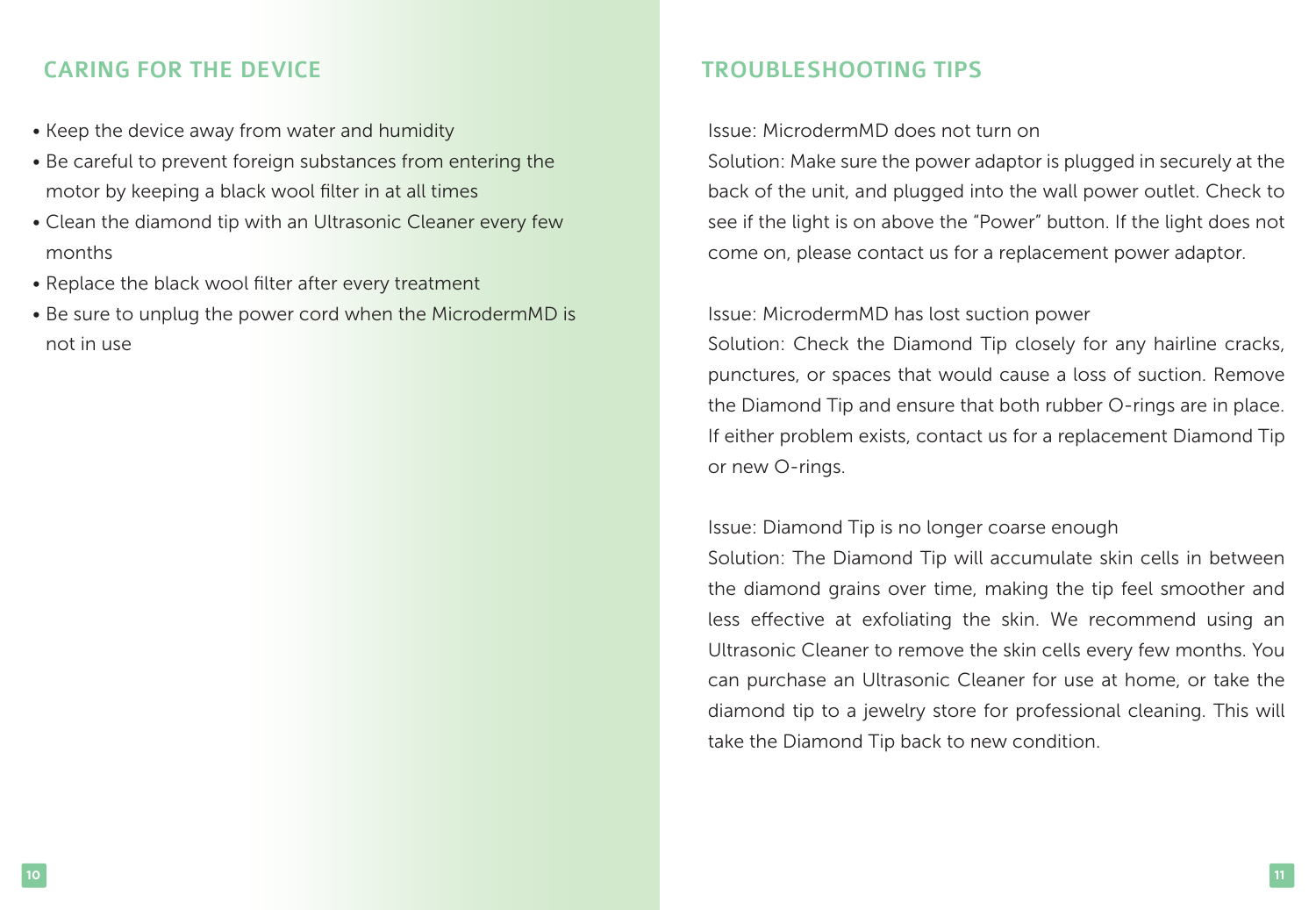## CARING FOR THE DEVICE

- Keep the device away from water and humidity
- Be careful to prevent foreign substances from entering the motor by keeping a black wool filter in at all times
- Clean the diamond tip with an Ultrasonic Cleaner every few months
- Replace the black wool filter after every treatment
- Be sure to unplug the power cord when the MicrodermMD is not in use

## TROUBLESHOOTING TIPS

Issue: MicrodermMD does not turn on
Solution: Make sure the power adaptor is plugged in securely at the back of the unit, and plugged into the wall power outlet. Check to see if the light is on above the "Power" button. If the light does not come on, please contact us for a replacement power adaptor.

Issue: MicrodermMD has lost suction power
Solution: Check the Diamond Tip closely for any hairline cracks, punctures, or spaces that would cause a loss of suction. Remove the Diamond Tip and ensure that both rubber O-rings are in place. If either problem exists, contact us for a replacement Diamond Tip or new O-rings.

Issue: Diamond Tip is no longer coarse enough
Solution: The Diamond Tip will accumulate skin cells in between the diamond grains over time, making the tip feel smoother and less effective at exfoliating the skin. We recommend using an Ultrasonic Cleaner to remove the skin cells every few months. You can purchase an Ultrasonic Cleaner for use at home, or take the diamond tip to a jewelry store for professional cleaning. This will take the Diamond Tip back to new condition.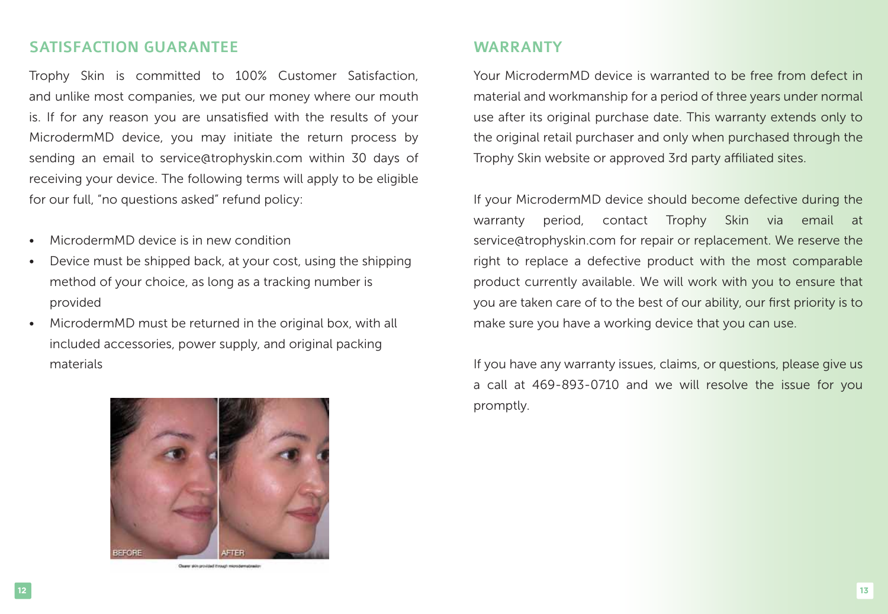## SATISFACTION GUARANTEE

Trophy Skin is committed to 100% Customer Satisfaction, and unlike most companies, we put our money where our mouth is. If for any reason you are unsatisfied with the results of your MicrodermMD device, you may initiate the return process by sending an email to service@trophyskin.com within 30 days of receiving your device. The following terms will apply to be eligible for our full, "no questions asked" refund policy:

- MicrodermMD device is in new condition
- Device must be shipped back, at your cost, using the shipping method of your choice, as long as a tracking number is provided
- MicrodermMD must be returned in the original box, with all included accessories, power supply, and original packing materials

BEFORE AFTER

Clearer skin provided through microdermabrasion

## WARRANTY

Your MicrodermMD device is warranted to be free from defect in material and workmanship for a period of three years under normal use after its original purchase date. This warranty extends only to the original retail purchaser and only when purchased through the Trophy Skin website or approved 3rd party affiliated sites.

If your MicrodermMD device should become defective during the warranty period, contact Trophy Skin via email at service@trophyskin.com for repair or replacement. We reserve the right to replace a defective product with the most comparable product currently available. We will work with you to ensure that you are taken care of to the best of our ability, our first priority is to make sure you have a working device that you can use.

If you have any warranty issues, claims, or questions, please give us a call at 469-893-0710 and we will resolve the issue for you promptly.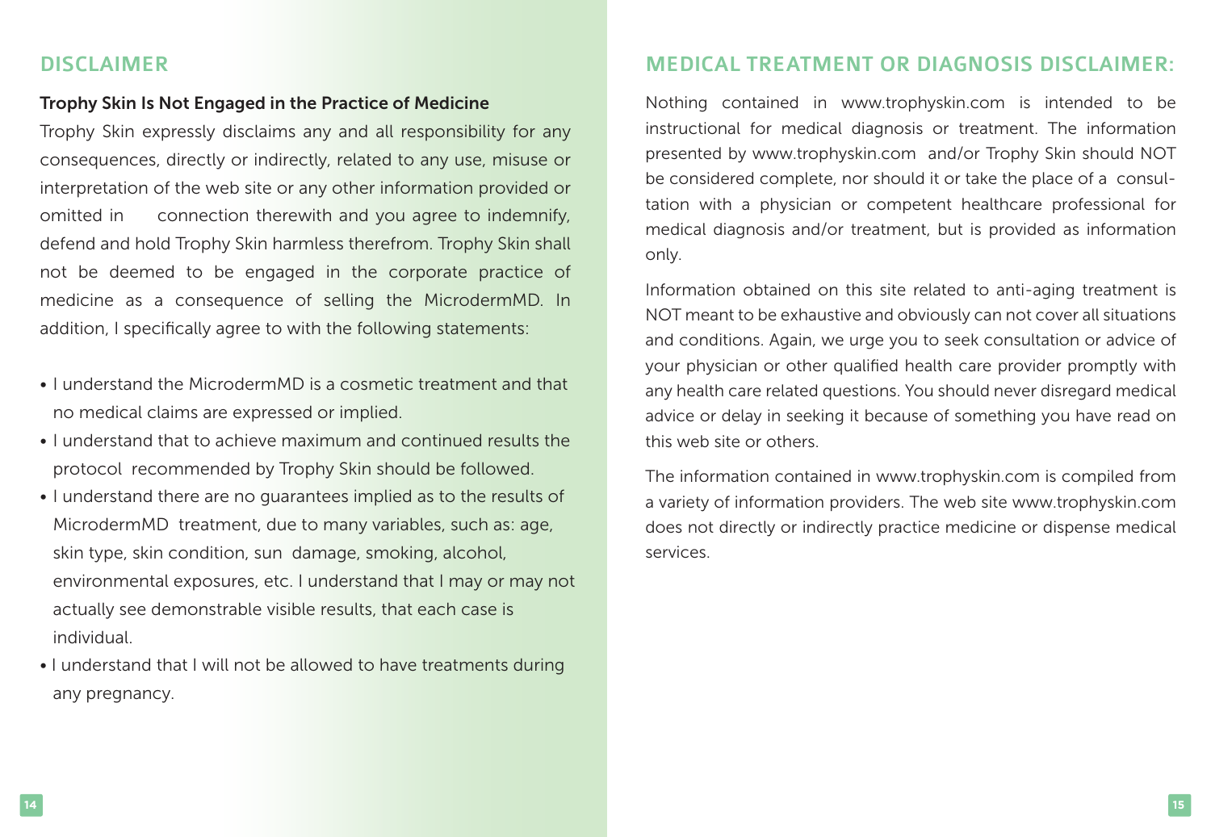## DISCLAIMER

**Trophy Skin Is Not Engaged in the Practice of Medicine**

Trophy Skin expressly disclaims any and all responsibility for any consequences, directly or indirectly, related to any use, misuse or interpretation of the web site or any other information provided or omitted in connection therewith and you agree to indemnify, defend and hold Trophy Skin harmless therefrom. Trophy Skin shall not be deemed to be engaged in the corporate practice of medicine as a consequence of selling the MicrodermMD. In addition, I specifically agree to with the following statements:

- I understand the MicrodermMD is a cosmetic treatment and that no medical claims are expressed or implied.
- I understand that to achieve maximum and continued results the protocol recommended by Trophy Skin should be followed.
- I understand there are no guarantees implied as to the results of MicrodermMD treatment, due to many variables, such as: age, skin type, skin condition, sun damage, smoking, alcohol, environmental exposures, etc. I understand that I may or may not actually see demonstrable visible results, that each case is individual.
- I understand that I will not be allowed to have treatments during any pregnancy.

## MEDICAL TREATMENT OR DIAGNOSIS DISCLAIMER:

Nothing contained in www.trophyskin.com is intended to be instructional for medical diagnosis or treatment. The information presented by www.trophyskin.com and/or Trophy Skin should NOT be considered complete, nor should it or take the place of a consultation with a physician or competent healthcare professional for medical diagnosis and/or treatment, but is provided as information only.

Information obtained on this site related to anti-aging treatment is NOT meant to be exhaustive and obviously can not cover all situations and conditions. Again, we urge you to seek consultation or advice of your physician or other qualified health care provider promptly with any health care related questions. You should never disregard medical advice or delay in seeking it because of something you have read on this web site or others.

The information contained in www.trophyskin.com is compiled from a variety of information providers. The web site www.trophyskin.com does not directly or indirectly practice medicine or dispense medical services.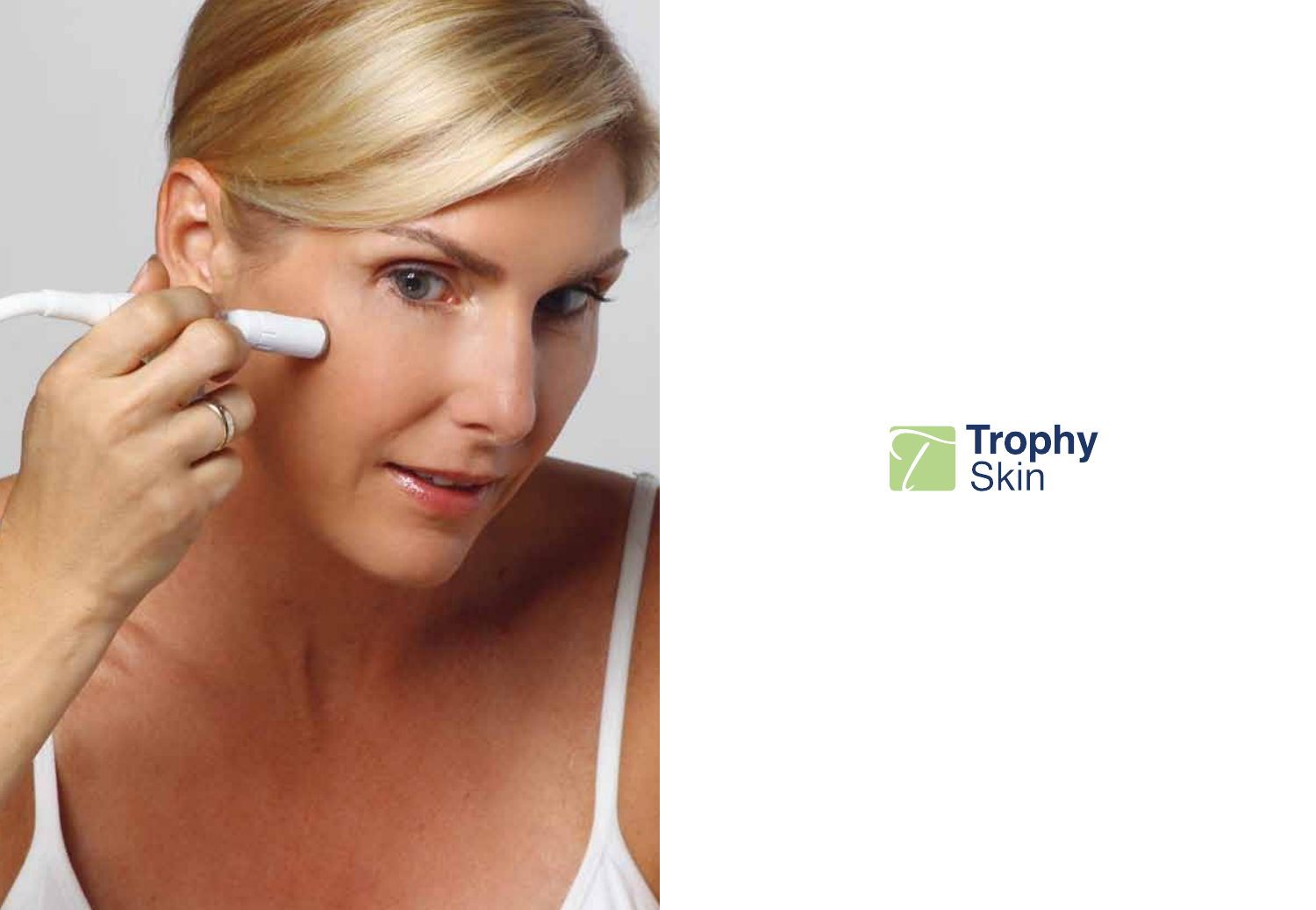Trophy
Skin